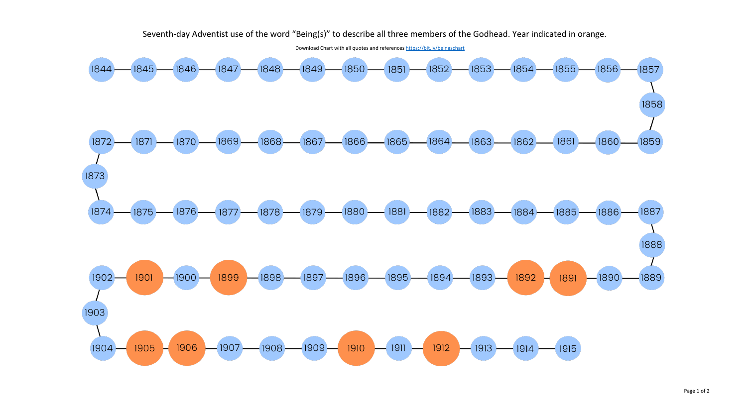# Seventh-day Adventist use of the word "Being(s)" to describe all three members of the Godhead. Year indicated in orange.

Download Chart with all quotes and references https://bit.ly/beingschart

1844 — 1845 — 1846 — 1847 — 1848 — 1849 — 1850 — 1851 — 1852 — 1853 — 1854 — 1855 — 1856 — 1857 — 1858 — 1859 — 1860 — 1861 — 1862 — 1863 — 1864 — 1865 — 1866 — 1867 — 1868 — 1869 — 1870 — 1871 — 1872 — 1873 — 1874 — 1875 — 1876 — 1877 — 1878 — 1879 — 1880 — 1881 — 1882 — 1883 — 1884 — 1885 — 1886 — 1887 — 1888 — 1889 — 1890 — **1891** — **1892** — 1893 — 1894 — 1895 — 1896 — 1897 — 1898 — **1899** — 1900 — **1901** — 1902 — 1903 — 1904 — **1905** — **1906** — 1907 — 1908 — 1909 — **1910** — 1911 — **1912** — 1913 — 1914 — 1915

Years indicated in orange: 1891, 1892, 1899, 1901, 1905, 1906, 1910, 1912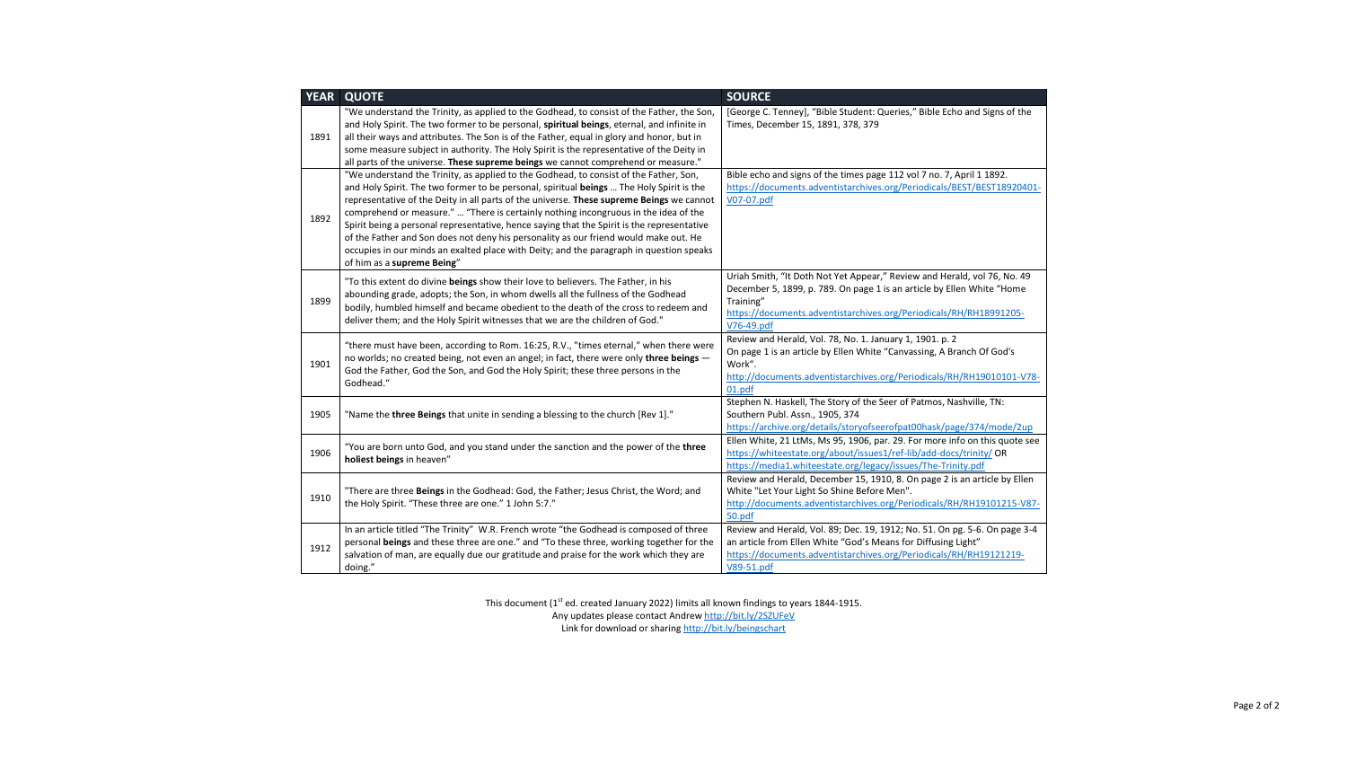| YEAR | QUOTE | SOURCE |
|---|---|---|
| 1891 | "We understand the Trinity, as applied to the Godhead, to consist of the Father, the Son, and Holy Spirit. The two former to be personal, **spiritual beings**, eternal, and infinite in all their ways and attributes. The Son is of the Father, equal in glory and honor, but in some measure subject in authority. The Holy Spirit is the representative of the Deity in all parts of the universe. **These supreme beings** we cannot comprehend or measure." | [George C. Tenney], "Bible Student: Queries," Bible Echo and Signs of the Times, December 15, 1891, 378, 379 |
| 1892 | "We understand the Trinity, as applied to the Godhead, to consist of the Father, Son, and Holy Spirit. The two former to be personal, spiritual **beings** … The Holy Spirit is the representative of the Deity in all parts of the universe. **These supreme Beings** we cannot comprehend or measure." … "There is certainly nothing incongruous in the idea of the Spirit being a personal representative, hence saying that the Spirit is the representative of the Father and Son does not deny his personality as our friend would make out. He occupies in our minds an exalted place with Deity; and the paragraph in question speaks of him as a **supreme Being**" | Bible echo and signs of the times page 112 vol 7 no. 7, April 1 1892. https://documents.adventistarchives.org/Periodicals/BEST/BEST18920401-V07-07.pdf |
| 1899 | "To this extent do divine **beings** show their love to believers. The Father, in his abounding grade, adopts; the Son, in whom dwells all the fullness of the Godhead bodily, humbled himself and became obedient to the death of the cross to redeem and deliver them; and the Holy Spirit witnesses that we are the children of God." | Uriah Smith, "It Doth Not Yet Appear," Review and Herald, vol 76, No. 49 December 5, 1899, p. 789. On page 1 is an article by Ellen White "Home Training" https://documents.adventistarchives.org/Periodicals/RH/RH18991205-V76-49.pdf |
| 1901 | "there must have been, according to Rom. 16:25, R.V., "times eternal," when there were no worlds; no created being, not even an angel; in fact, there were only **three beings** — God the Father, God the Son, and God the Holy Spirit; these three persons in the Godhead." | Review and Herald, Vol. 78, No. 1. January 1, 1901. p. 2 On page 1 is an article by Ellen White "Canvassing, A Branch Of God's Work". http://documents.adventistarchives.org/Periodicals/RH/RH19010101-V78-01.pdf |
| 1905 | "Name the **three Beings** that unite in sending a blessing to the church [Rev 1]." | Stephen N. Haskell, The Story of the Seer of Patmos, Nashville, TN: Southern Publ. Assn., 1905, 374 https://archive.org/details/storyofseerofpat00hask/page/374/mode/2up |
| 1906 | "You are born unto God, and you stand under the sanction and the power of the **three holiest beings** in heaven" | Ellen White, 21 LtMs, Ms 95, 1906, par. 29. For more info on this quote see https://whiteestate.org/about/issues1/ref-lib/add-docs/trinity/ OR https://media1.whiteestate.org/legacy/issues/The-Trinity.pdf |
| 1910 | "There are three **Beings** in the Godhead: God, the Father; Jesus Christ, the Word; and the Holy Spirit. "These three are one." 1 John 5:7." | Review and Herald, December 15, 1910, 8. On page 2 is an article by Ellen White "Let Your Light So Shine Before Men". http://documents.adventistarchives.org/Periodicals/RH/RH19101215-V87-50.pdf |
| 1912 | In an article titled "The Trinity" W.R. French wrote "the Godhead is composed of three personal **beings** and these three are one." and "To these three, working together for the salvation of man, are equally due our gratitude and praise for the work which they are doing." | Review and Herald, Vol. 89; Dec. 19, 1912; No. 51. On pg. 5-6. On page 3-4 an article from Ellen White "God's Means for Diffusing Light" https://documents.adventistarchives.org/Periodicals/RH/RH19121219-V89-51.pdf |

This document (1st ed. created January 2022) limits all known findings to years 1844-1915.
Any updates please contact Andrew http://bit.ly/2SZUFeV
Link for download or sharing http://bit.ly/beingschart